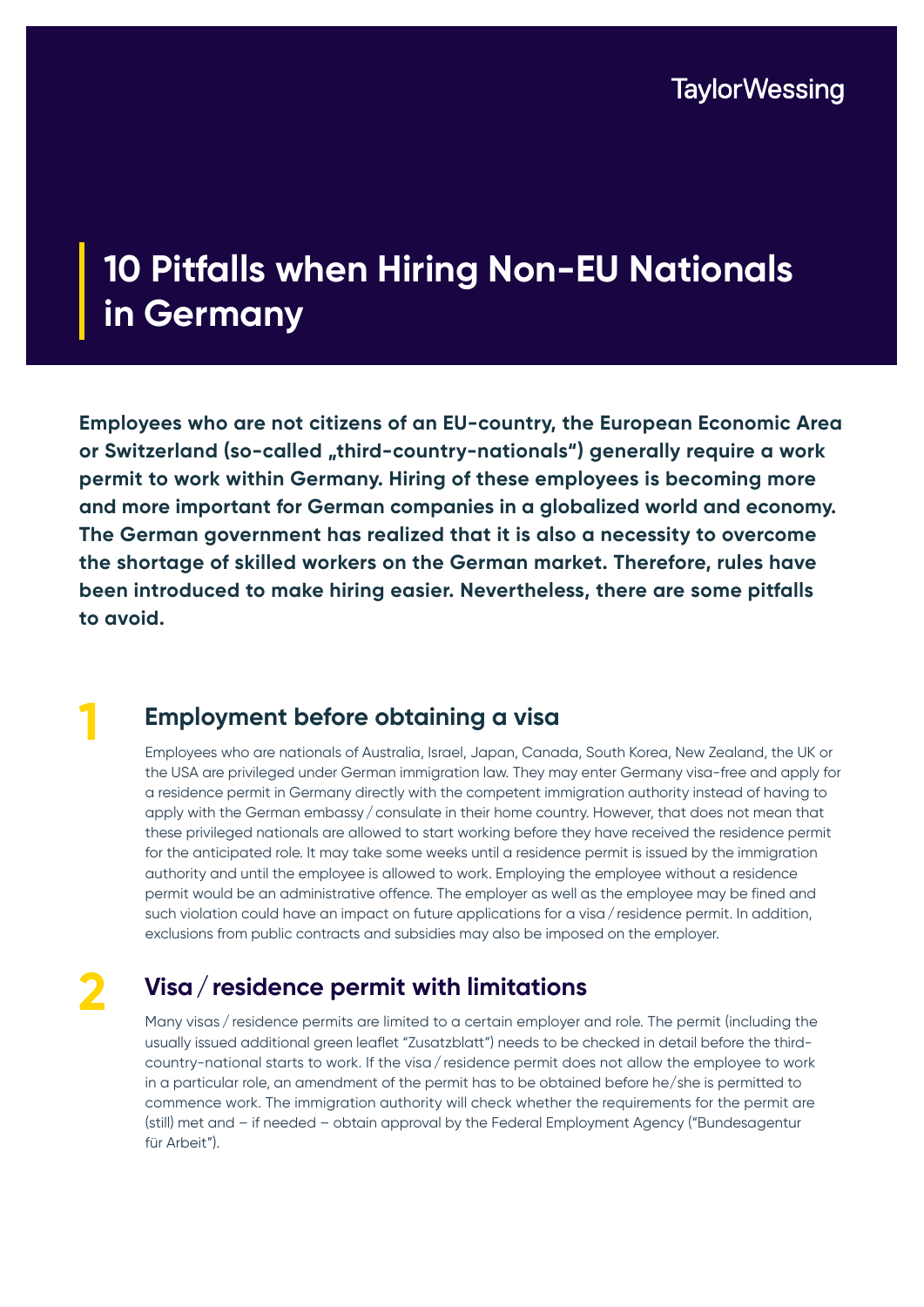TaylorWessing

# 10 Pitfalls when Hiring Non-EU Nationals in Germany

**Employees who are not citizens of an EU-country, the European Economic Area or Switzerland (so-called „third-country-nationals") generally require a work permit to work within Germany. Hiring of these employees is becoming more and more important for German companies in a globalized world and economy. The German government has realized that it is also a necessity to overcome the shortage of skilled workers on the German market. Therefore, rules have been introduced to make hiring easier. Nevertheless, there are some pitfalls to avoid.**

## 1 Employment before obtaining a visa

Employees who are nationals of Australia, Israel, Japan, Canada, South Korea, New Zealand, the UK or the USA are privileged under German immigration law. They may enter Germany visa-free and apply for a residence permit in Germany directly with the competent immigration authority instead of having to apply with the German embassy / consulate in their home country. However, that does not mean that these privileged nationals are allowed to start working before they have received the residence permit for the anticipated role. It may take some weeks until a residence permit is issued by the immigration authority and until the employee is allowed to work. Employing the employee without a residence permit would be an administrative offence. The employer as well as the employee may be fined and such violation could have an impact on future applications for a visa / residence permit. In addition, exclusions from public contracts and subsidies may also be imposed on the employer.

## 2 Visa / residence permit with limitations

Many visas / residence permits are limited to a certain employer and role. The permit (including the usually issued additional green leaflet "Zusatzblatt") needs to be checked in detail before the third-country-national starts to work. If the visa / residence permit does not allow the employee to work in a particular role, an amendment of the permit has to be obtained before he/she is permitted to commence work. The immigration authority will check whether the requirements for the permit are (still) met and – if needed – obtain approval by the Federal Employment Agency ("Bundesagentur für Arbeit").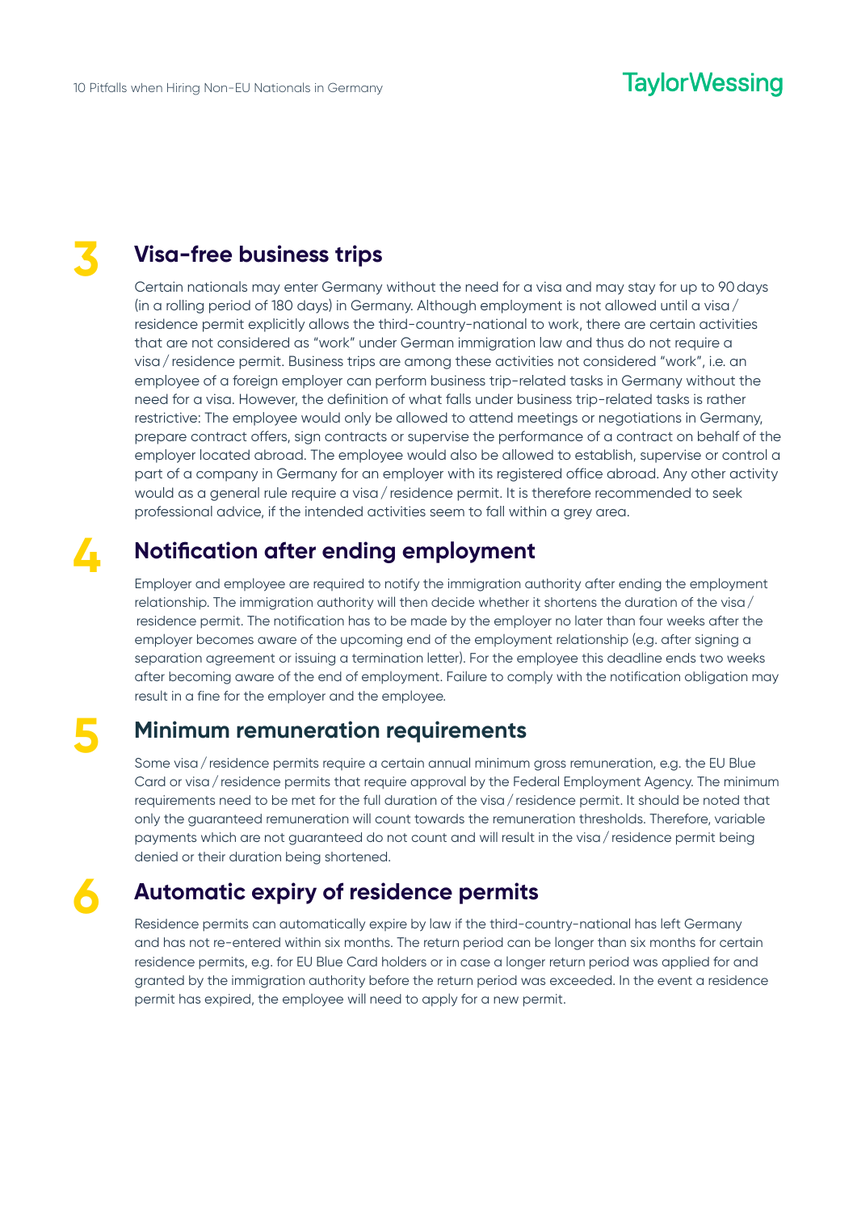## 3 Visa-free business trips

Certain nationals may enter Germany without the need for a visa and may stay for up to 90 days (in a rolling period of 180 days) in Germany. Although employment is not allowed until a visa / residence permit explicitly allows the third-country-national to work, there are certain activities that are not considered as "work" under German immigration law and thus do not require a visa / residence permit. Business trips are among these activities not considered "work", i.e. an employee of a foreign employer can perform business trip-related tasks in Germany without the need for a visa. However, the definition of what falls under business trip-related tasks is rather restrictive: The employee would only be allowed to attend meetings or negotiations in Germany, prepare contract offers, sign contracts or supervise the performance of a contract on behalf of the employer located abroad. The employee would also be allowed to establish, supervise or control a part of a company in Germany for an employer with its registered office abroad. Any other activity would as a general rule require a visa / residence permit. It is therefore recommended to seek professional advice, if the intended activities seem to fall within a grey area.

## 4 Notification after ending employment

Employer and employee are required to notify the immigration authority after ending the employment relationship. The immigration authority will then decide whether it shortens the duration of the visa / residence permit. The notification has to be made by the employer no later than four weeks after the employer becomes aware of the upcoming end of the employment relationship (e.g. after signing a separation agreement or issuing a termination letter). For the employee this deadline ends two weeks after becoming aware of the end of employment. Failure to comply with the notification obligation may result in a fine for the employer and the employee.

## 5 Minimum remuneration requirements

Some visa / residence permits require a certain annual minimum gross remuneration, e.g. the EU Blue Card or visa / residence permits that require approval by the Federal Employment Agency. The minimum requirements need to be met for the full duration of the visa / residence permit. It should be noted that only the guaranteed remuneration will count towards the remuneration thresholds. Therefore, variable payments which are not guaranteed do not count and will result in the visa / residence permit being denied or their duration being shortened.

## 6 Automatic expiry of residence permits

Residence permits can automatically expire by law if the third-country-national has left Germany and has not re-entered within six months. The return period can be longer than six months for certain residence permits, e.g. for EU Blue Card holders or in case a longer return period was applied for and granted by the immigration authority before the return period was exceeded. In the event a residence permit has expired, the employee will need to apply for a new permit.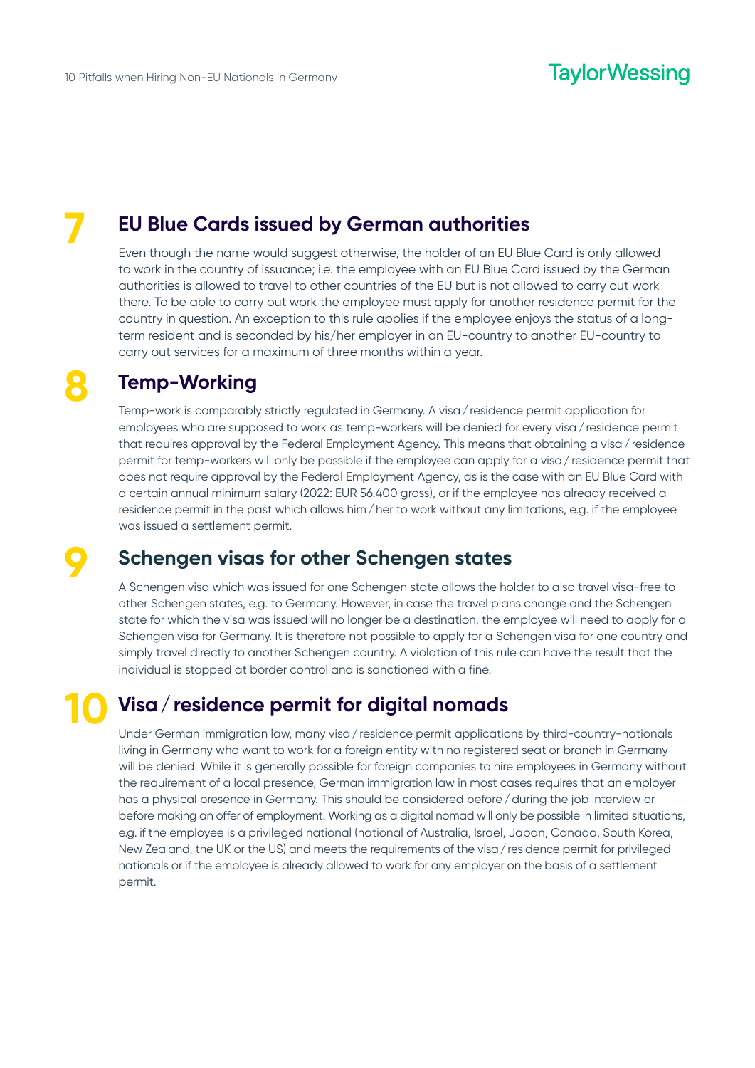## 7 EU Blue Cards issued by German authorities

Even though the name would suggest otherwise, the holder of an EU Blue Card is only allowed to work in the country of issuance; i.e. the employee with an EU Blue Card issued by the German authorities is allowed to travel to other countries of the EU but is not allowed to carry out work there. To be able to carry out work the employee must apply for another residence permit for the country in question. An exception to this rule applies if the employee enjoys the status of a long-term resident and is seconded by his/her employer in an EU-country to another EU-country to carry out services for a maximum of three months within a year.

## 8 Temp-Working

Temp-work is comparably strictly regulated in Germany. A visa / residence permit application for employees who are supposed to work as temp-workers will be denied for every visa / residence permit that requires approval by the Federal Employment Agency. This means that obtaining a visa / residence permit for temp-workers will only be possible if the employee can apply for a visa / residence permit that does not require approval by the Federal Employment Agency, as is the case with an EU Blue Card with a certain annual minimum salary (2022: EUR 56.400 gross), or if the employee has already received a residence permit in the past which allows him / her to work without any limitations, e.g. if the employee was issued a settlement permit.

## 9 Schengen visas for other Schengen states

A Schengen visa which was issued for one Schengen state allows the holder to also travel visa-free to other Schengen states, e.g. to Germany. However, in case the travel plans change and the Schengen state for which the visa was issued will no longer be a destination, the employee will need to apply for a Schengen visa for Germany. It is therefore not possible to apply for a Schengen visa for one country and simply travel directly to another Schengen country. A violation of this rule can have the result that the individual is stopped at border control and is sanctioned with a fine.

## 10 Visa / residence permit for digital nomads

Under German immigration law, many visa / residence permit applications by third-country-nationals living in Germany who want to work for a foreign entity with no registered seat or branch in Germany will be denied. While it is generally possible for foreign companies to hire employees in Germany without the requirement of a local presence, German immigration law in most cases requires that an employer has a physical presence in Germany. This should be considered before / during the job interview or before making an offer of employment. Working as a digital nomad will only be possible in limited situations, e.g. if the employee is a privileged national (national of Australia, Israel, Japan, Canada, South Korea, New Zealand, the UK or the US) and meets the requirements of the visa / residence permit for privileged nationals or if the employee is already allowed to work for any employer on the basis of a settlement permit.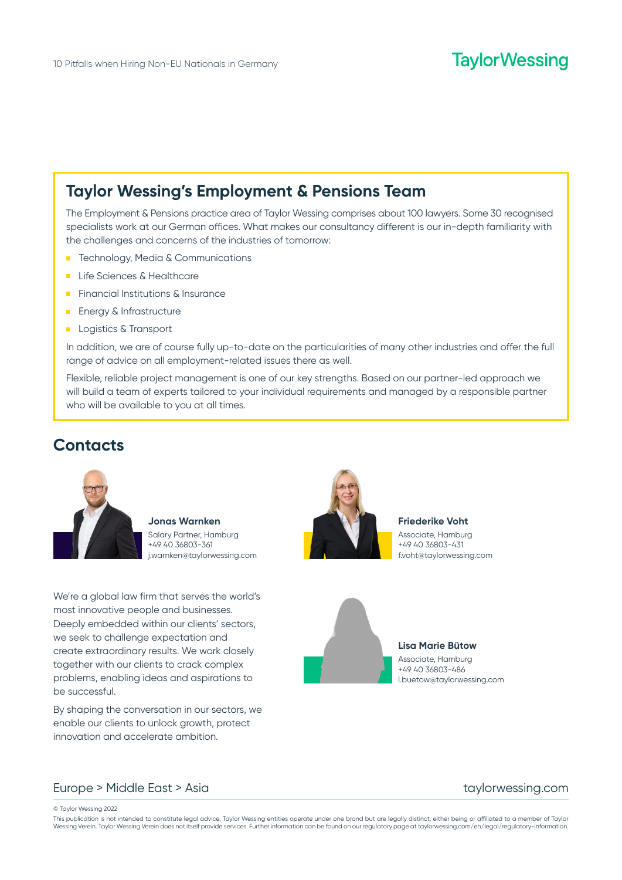## Taylor Wessing's Employment & Pensions Team

The Employment & Pensions practice area of Taylor Wessing comprises about 100 lawyers. Some 30 recognised specialists work at our German offices. What makes our consultancy different is our in-depth familiarity with the challenges and concerns of the industries of tomorrow:

- Technology, Media & Communications
- Life Sciences & Healthcare
- Financial Institutions & Insurance
- Energy & Infrastructure
- Logistics & Transport

In addition, we are of course fully up-to-date on the particularities of many other industries and offer the full range of advice on all employment-related issues there as well.

Flexible, reliable project management is one of our key strengths. Based on our partner-led approach we will build a team of experts tailored to your individual requirements and managed by a responsible partner who will be available to you at all times.

## Contacts

**Jonas Warnken**
Salary Partner, Hamburg
+49 40 36803-361
j.warnken@taylorwessing.com

**Friederike Voht**
Associate, Hamburg
+49 40 36803-431
f.voht@taylorwessing.com

**Lisa Marie Bütow**
Associate, Hamburg
+49 40 36803-486
l.buetow@taylorwessing.com

We're a global law firm that serves the world's most innovative people and businesses. Deeply embedded within our clients' sectors, we seek to challenge expectation and create extraordinary results. We work closely together with our clients to crack complex problems, enabling ideas and aspirations to be successful.

By shaping the conversation in our sectors, we enable our clients to unlock growth, protect innovation and accelerate ambition.

Europe > Middle East > Asia

taylorwessing.com

© Taylor Wessing 2022

This publication is not intended to constitute legal advice. Taylor Wessing entities operate under one brand but are legally distinct, either being or affiliated to a member of Taylor Wessing Verein. Taylor Wessing Verein does not itself provide services. Further information can be found on our regulatory page at taylorwessing.com/en/legal/regulatory-information.